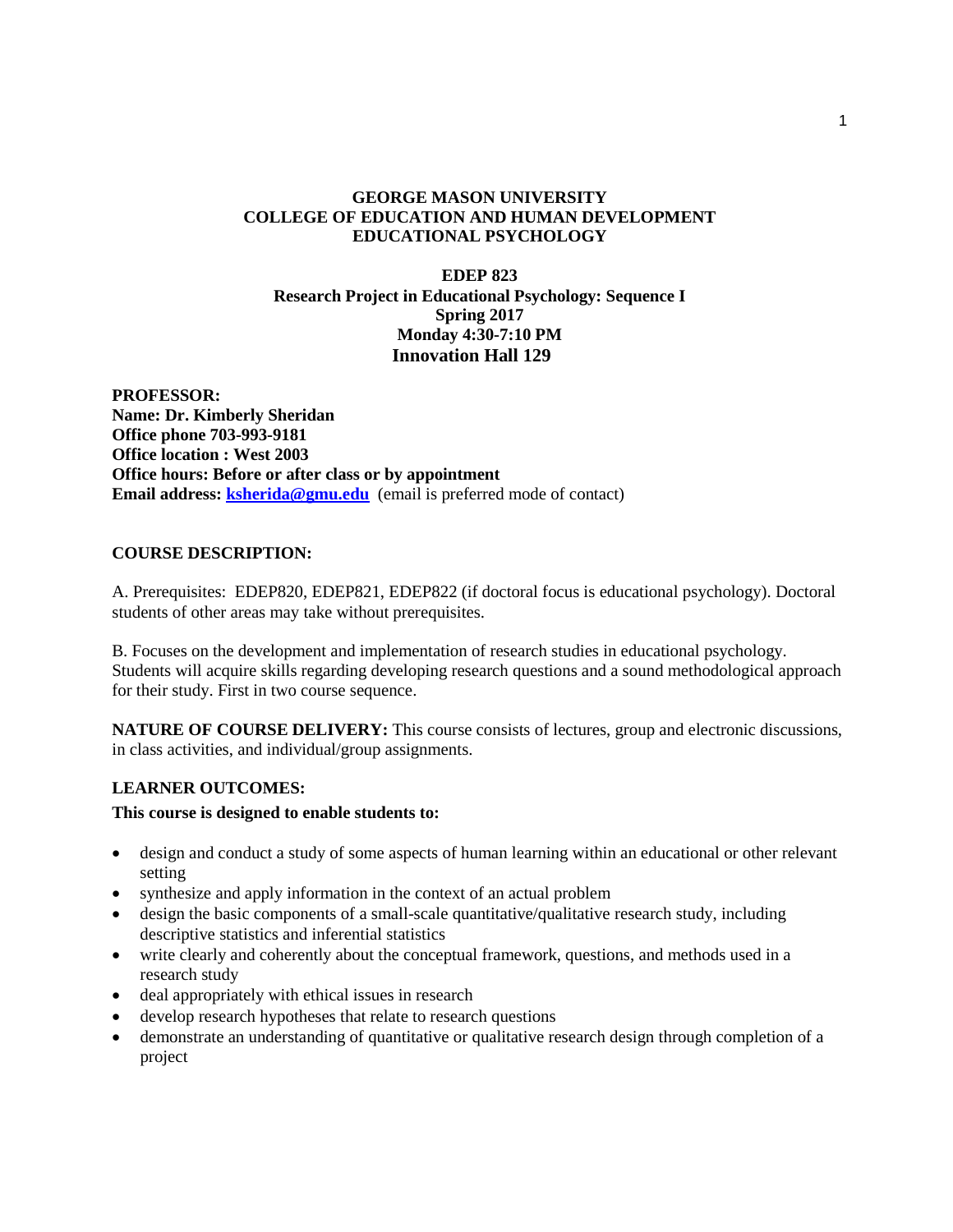# GEORGE MASON UNIVERSITY
# COLLEGE OF EDUCATION AND HUMAN DEVELOPMENT
# EDUCATIONAL PSYCHOLOGY

## EDEP 823
## Research Project in Educational Psychology: Sequence I
**Spring 2017**
**Monday 4:30-7:10 PM**
**Innovation Hall 129**

**PROFESSOR:**
**Name: Dr. Kimberly Sheridan**
**Office phone 703-993-9181**
**Office location : West 2003**
**Office hours: Before or after class or by appointment**
**Email address: ksherida@gmu.edu** (email is preferred mode of contact)

### COURSE DESCRIPTION:

A. Prerequisites: EDEP820, EDEP821, EDEP822 (if doctoral focus is educational psychology). Doctoral students of other areas may take without prerequisites.

B. Focuses on the development and implementation of research studies in educational psychology. Students will acquire skills regarding developing research questions and a sound methodological approach for their study. First in two course sequence.

**NATURE OF COURSE DELIVERY:** This course consists of lectures, group and electronic discussions, in class activities, and individual/group assignments.

### LEARNER OUTCOMES:

**This course is designed to enable students to:**

- design and conduct a study of some aspects of human learning within an educational or other relevant setting
- synthesize and apply information in the context of an actual problem
- design the basic components of a small-scale quantitative/qualitative research study, including descriptive statistics and inferential statistics
- write clearly and coherently about the conceptual framework, questions, and methods used in a research study
- deal appropriately with ethical issues in research
- develop research hypotheses that relate to research questions
- demonstrate an understanding of quantitative or qualitative research design through completion of a project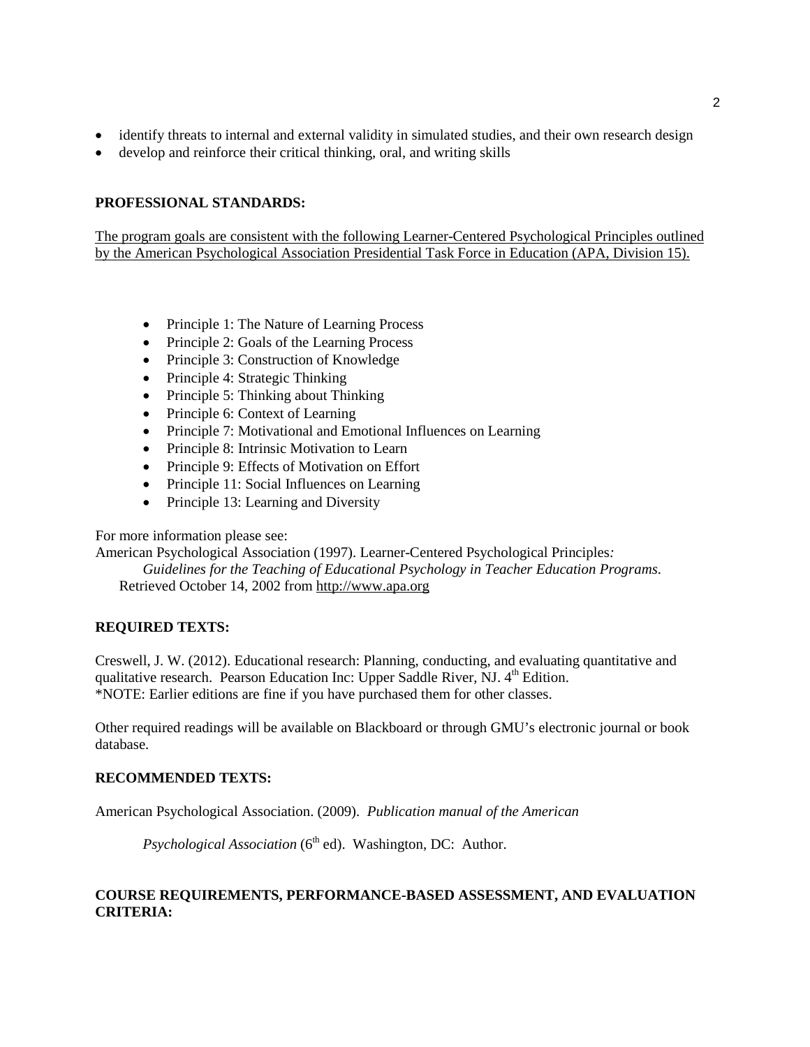- identify threats to internal and external validity in simulated studies, and their own research design
- develop and reinforce their critical thinking, oral, and writing skills

**PROFESSIONAL STANDARDS:**

The program goals are consistent with the following Learner-Centered Psychological Principles outlined by the American Psychological Association Presidential Task Force in Education (APA, Division 15).

- Principle 1: The Nature of Learning Process
- Principle 2: Goals of the Learning Process
- Principle 3: Construction of Knowledge
- Principle 4: Strategic Thinking
- Principle 5: Thinking about Thinking
- Principle 6: Context of Learning
- Principle 7: Motivational and Emotional Influences on Learning
- Principle 8: Intrinsic Motivation to Learn
- Principle 9: Effects of Motivation on Effort
- Principle 11: Social Influences on Learning
- Principle 13: Learning and Diversity

For more information please see:

American Psychological Association (1997). Learner-Centered Psychological Principles*: Guidelines for the Teaching of Educational Psychology in Teacher Education Programs.* Retrieved October 14, 2002 from http://www.apa.org

**REQUIRED TEXTS:**

Creswell, J. W. (2012). Educational research: Planning, conducting, and evaluating quantitative and qualitative research. Pearson Education Inc: Upper Saddle River, NJ. 4th Edition.
*NOTE: Earlier editions are fine if you have purchased them for other classes.

Other required readings will be available on Blackboard or through GMU's electronic journal or book database.

**RECOMMENDED TEXTS:**

American Psychological Association. (2009). *Publication manual of the American Psychological Association* (6th ed). Washington, DC: Author.

**COURSE REQUIREMENTS, PERFORMANCE-BASED ASSESSMENT, AND EVALUATION CRITERIA:**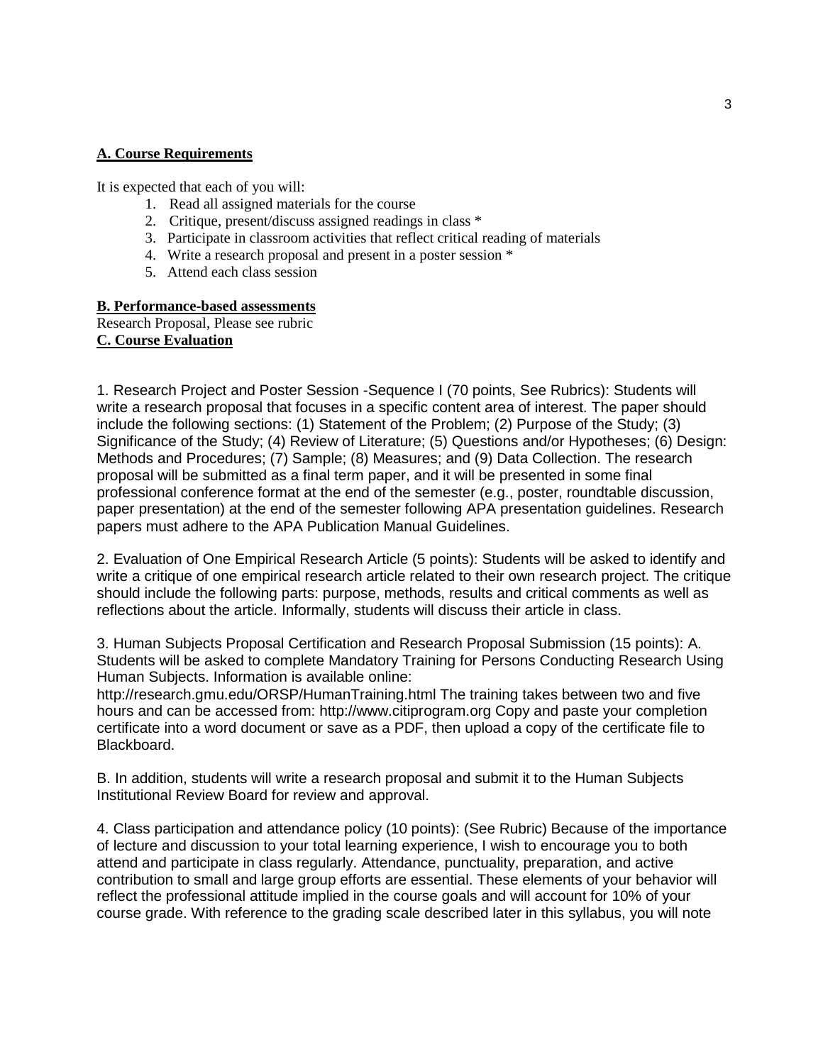**A. Course Requirements**

It is expected that each of you will:

1. Read all assigned materials for the course
2. Critique, present/discuss assigned readings in class *
3. Participate in classroom activities that reflect critical reading of materials
4. Write a research proposal and present in a poster session *
5. Attend each class session

**B. Performance-based assessments**

Research Proposal, Please see rubric

**C. Course Evaluation**

1. Research Project and Poster Session -Sequence I (70 points, See Rubrics): Students will write a research proposal that focuses in a specific content area of interest. The paper should include the following sections: (1) Statement of the Problem; (2) Purpose of the Study; (3) Significance of the Study; (4) Review of Literature; (5) Questions and/or Hypotheses; (6) Design: Methods and Procedures; (7) Sample; (8) Measures; and (9) Data Collection. The research proposal will be submitted as a final term paper, and it will be presented in some final professional conference format at the end of the semester (e.g., poster, roundtable discussion, paper presentation) at the end of the semester following APA presentation guidelines. Research papers must adhere to the APA Publication Manual Guidelines.

2. Evaluation of One Empirical Research Article (5 points): Students will be asked to identify and write a critique of one empirical research article related to their own research project. The critique should include the following parts: purpose, methods, results and critical comments as well as reflections about the article. Informally, students will discuss their article in class.

3. Human Subjects Proposal Certification and Research Proposal Submission (15 points): A. Students will be asked to complete Mandatory Training for Persons Conducting Research Using Human Subjects. Information is available online: http://research.gmu.edu/ORSP/HumanTraining.html The training takes between two and five hours and can be accessed from: http://www.citiprogram.org Copy and paste your completion certificate into a word document or save as a PDF, then upload a copy of the certificate file to Blackboard.

B. In addition, students will write a research proposal and submit it to the Human Subjects Institutional Review Board for review and approval.

4. Class participation and attendance policy (10 points): (See Rubric) Because of the importance of lecture and discussion to your total learning experience, I wish to encourage you to both attend and participate in class regularly. Attendance, punctuality, preparation, and active contribution to small and large group efforts are essential. These elements of your behavior will reflect the professional attitude implied in the course goals and will account for 10% of your course grade. With reference to the grading scale described later in this syllabus, you will note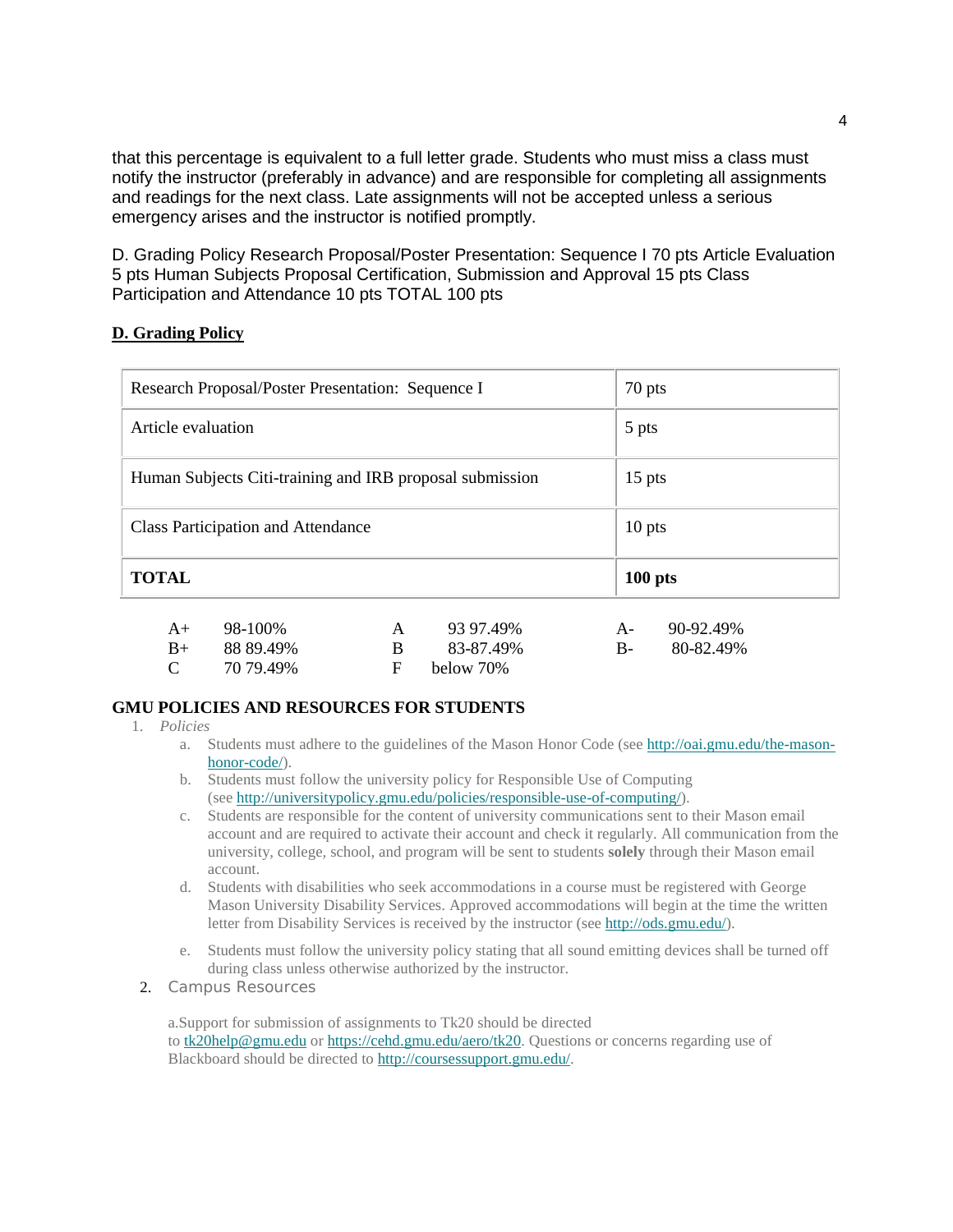that this percentage is equivalent to a full letter grade. Students who must miss a class must notify the instructor (preferably in advance) and are responsible for completing all assignments and readings for the next class. Late assignments will not be accepted unless a serious emergency arises and the instructor is notified promptly.

D. Grading Policy Research Proposal/Poster Presentation: Sequence I 70 pts Article Evaluation 5 pts Human Subjects Proposal Certification, Submission and Approval 15 pts Class Participation and Attendance 10 pts TOTAL 100 pts

## D. Grading Policy

| Research Proposal/Poster Presentation: Sequence I | 70 pts |
|---|---|
| Article evaluation | 5 pts |
| Human Subjects Citi-training and IRB proposal submission | 15 pts |
| Class Participation and Attendance | 10 pts |
| **TOTAL** | **100 pts** |

| | | | | | |
|---|---|---|---|---|---|
| A+ | 98-100% | A | 93 97.49% | A- | 90-92.49% |
| B+ | 88 89.49% | B | 83-87.49% | B- | 80-82.49% |
| C | 70 79.49% | F | below 70% | | |

## GMU POLICIES AND RESOURCES FOR STUDENTS

1. *Policies*
   a. Students must adhere to the guidelines of the Mason Honor Code (see http://oai.gmu.edu/the-mason-honor-code/).
   b. Students must follow the university policy for Responsible Use of Computing (see http://universitypolicy.gmu.edu/policies/responsible-use-of-computing/).
   c. Students are responsible for the content of university communications sent to their Mason email account and are required to activate their account and check it regularly. All communication from the university, college, school, and program will be sent to students **solely** through their Mason email account.
   d. Students with disabilities who seek accommodations in a course must be registered with George Mason University Disability Services. Approved accommodations will begin at the time the written letter from Disability Services is received by the instructor (see http://ods.gmu.edu/).
   e. Students must follow the university policy stating that all sound emitting devices shall be turned off during class unless otherwise authorized by the instructor.
2. Campus Resources

   a. Support for submission of assignments to Tk20 should be directed to tk20help@gmu.edu or https://cehd.gmu.edu/aero/tk20. Questions or concerns regarding use of Blackboard should be directed to http://coursessupport.gmu.edu/.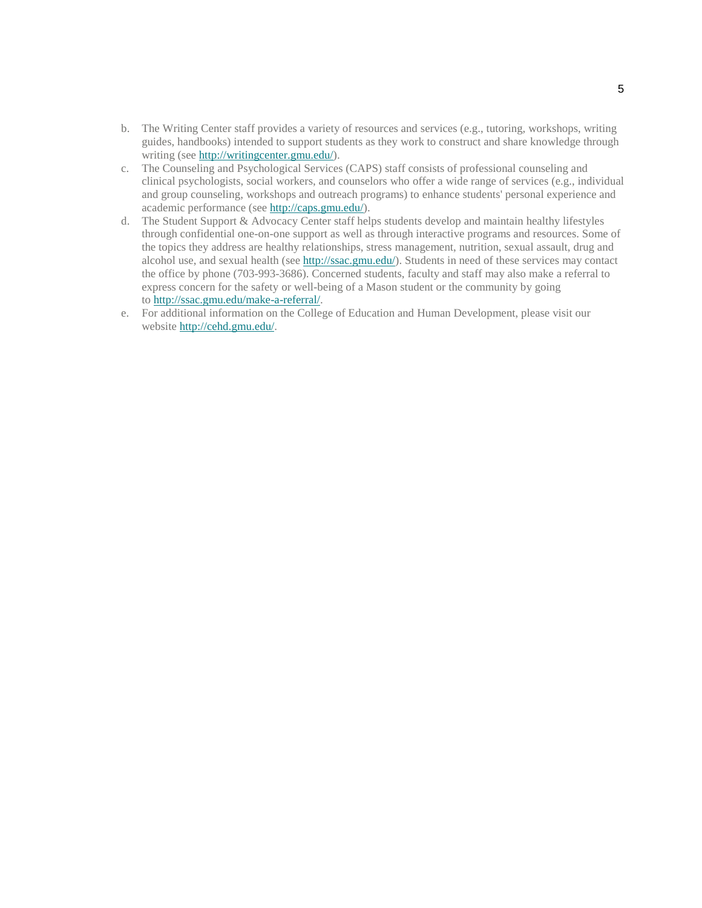b. The Writing Center staff provides a variety of resources and services (e.g., tutoring, workshops, writing guides, handbooks) intended to support students as they work to construct and share knowledge through writing (see [http://writingcenter.gmu.edu/](http://writingcenter.gmu.edu/)).
c. The Counseling and Psychological Services (CAPS) staff consists of professional counseling and clinical psychologists, social workers, and counselors who offer a wide range of services (e.g., individual and group counseling, workshops and outreach programs) to enhance students' personal experience and academic performance (see [http://caps.gmu.edu/](http://caps.gmu.edu/)).
d. The Student Support & Advocacy Center staff helps students develop and maintain healthy lifestyles through confidential one-on-one support as well as through interactive programs and resources. Some of the topics they address are healthy relationships, stress management, nutrition, sexual assault, drug and alcohol use, and sexual health (see [http://ssac.gmu.edu/](http://ssac.gmu.edu/)). Students in need of these services may contact the office by phone (703-993-3686). Concerned students, faculty and staff may also make a referral to express concern for the safety or well-being of a Mason student or the community by going to [http://ssac.gmu.edu/make-a-referral/](http://ssac.gmu.edu/make-a-referral/).
e. For additional information on the College of Education and Human Development, please visit our website [http://cehd.gmu.edu/](http://cehd.gmu.edu/).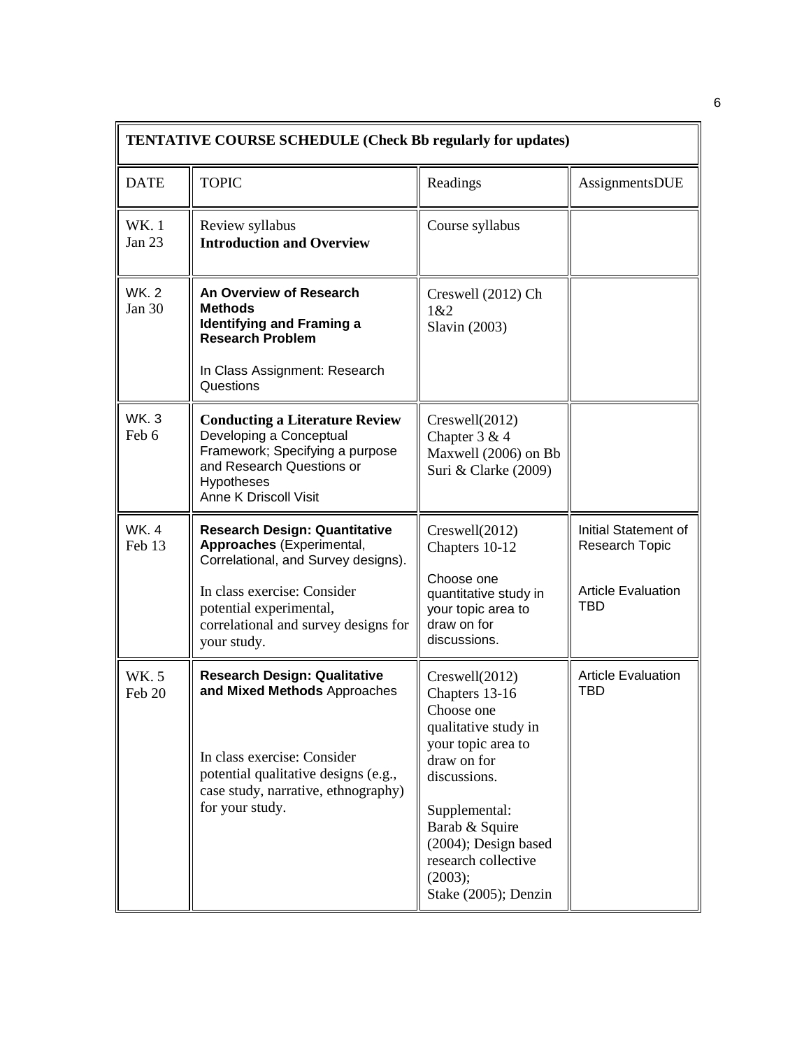| TENTATIVE COURSE SCHEDULE (Check Bb regularly for updates) | | | |
|---|---|---|---|
| DATE | TOPIC | Readings | AssignmentsDUE |
| WK. 1 Jan 23 | Review syllabus **Introduction and Overview** | Course syllabus | |
| WK. 2 Jan 30 | **An Overview of Research Methods** **Identifying and Framing a Research Problem** In Class Assignment: Research Questions | Creswell (2012) Ch 1&2 Slavin (2003) | |
| WK. 3 Feb 6 | **Conducting a Literature Review** Developing a Conceptual Framework; Specifying a purpose and Research Questions or Hypotheses Anne K Driscoll Visit | Creswell(2012) Chapter 3 & 4 Maxwell (2006) on Bb Suri & Clarke (2009) | |
| WK. 4 Feb 13 | **Research Design: Quantitative Approaches** (Experimental, Correlational, and Survey designs). In class exercise: Consider potential experimental, correlational and survey designs for your study. | Creswell(2012) Chapters 10-12 Choose one quantitative study in your topic area to draw on for discussions. | Initial Statement of Research Topic Article Evaluation TBD |
| WK. 5 Feb 20 | **Research Design: Qualitative and Mixed Methods** Approaches In class exercise: Consider potential qualitative designs (e.g., case study, narrative, ethnography) for your study. | Creswell(2012) Chapters 13-16 Choose one qualitative study in your topic area to draw on for discussions. Supplemental: Barab & Squire (2004); Design based research collective (2003); Stake (2005); Denzin | Article Evaluation TBD |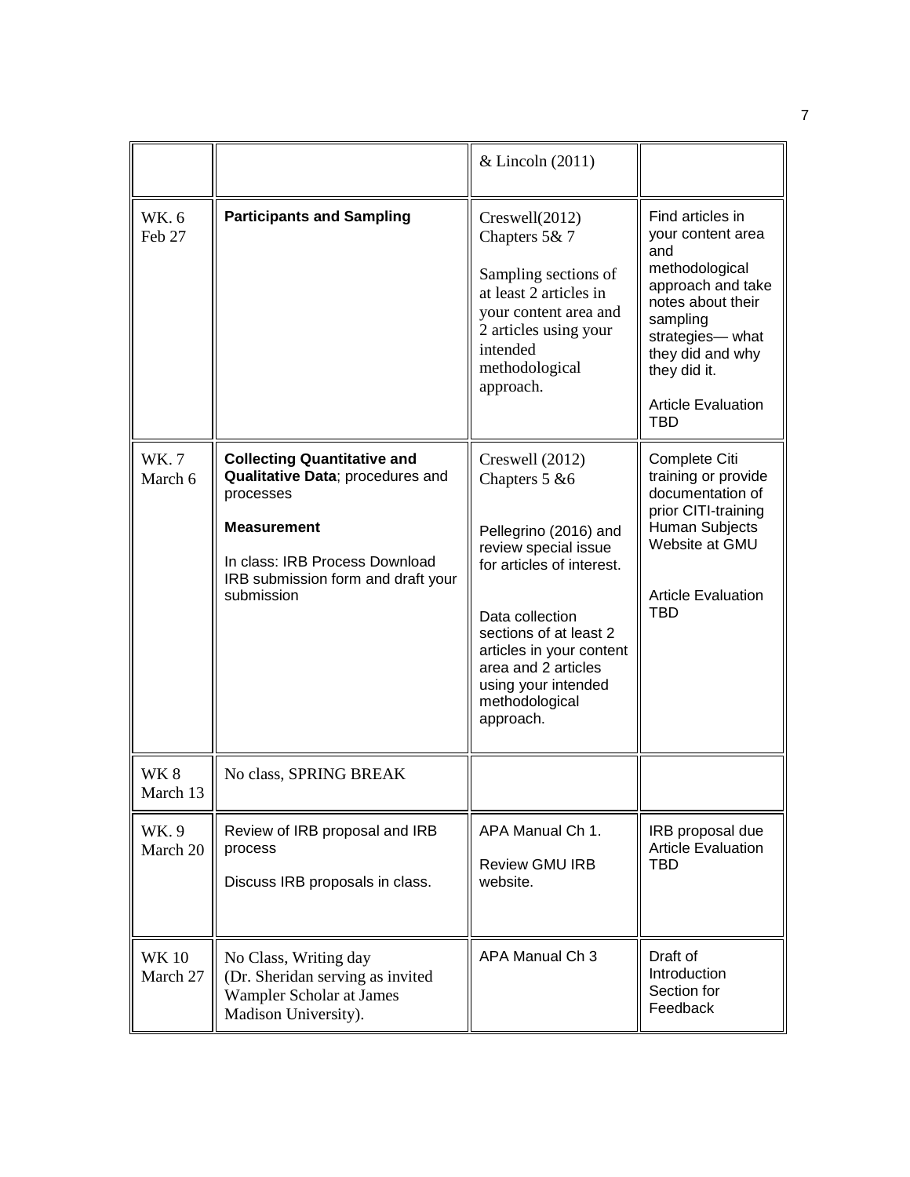|  |  | & Lincoln (2011) |  |
|---|---|---|---|
| WK. 6 Feb 27 | **Participants and Sampling** | Creswell(2012) Chapters 5& 7<br><br>Sampling sections of at least 2 articles in your content area and 2 articles using your intended methodological approach. | Find articles in your content area and methodological approach and take notes about their sampling strategies— what they did and why they did it.<br><br>Article Evaluation TBD |
| WK. 7 March 6 | **Collecting Quantitative and Qualitative Data**; procedures and processes<br><br>**Measurement**<br><br>In class: IRB Process Download IRB submission form and draft your submission | Creswell (2012) Chapters 5 &6<br><br>Pellegrino (2016) and review special issue for articles of interest.<br><br>Data collection sections of at least 2 articles in your content area and 2 articles using your intended methodological approach. | Complete Citi training or provide documentation of prior CITI-training Human Subjects Website at GMU<br><br>Article Evaluation TBD |
| WK 8 March 13 | No class, SPRING BREAK |  |  |
| WK. 9 March 20 | Review of IRB proposal and IRB process<br><br>Discuss IRB proposals in class. | APA Manual Ch 1.<br><br>Review GMU IRB website. | IRB proposal due Article Evaluation TBD |
| WK 10 March 27 | No Class, Writing day (Dr. Sheridan serving as invited Wampler Scholar at James Madison University). | APA Manual Ch 3 | Draft of Introduction Section for Feedback |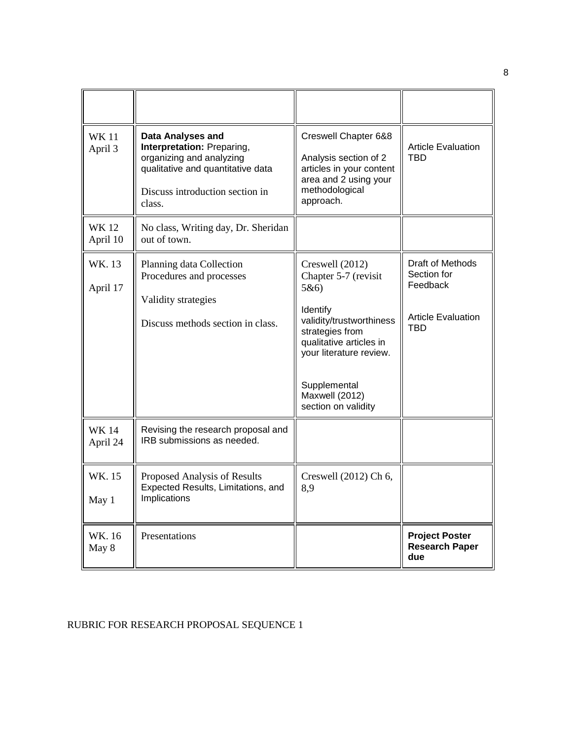| | | | |
|---|---|---|---|
| WK 11 April 3 | **Data Analyses and Interpretation:** Preparing, organizing and analyzing qualitative and quantitative data<br><br>Discuss introduction section in class. | Creswell Chapter 6&8<br><br>Analysis section of 2 articles in your content area and 2 using your methodological approach. | Article Evaluation TBD |
| WK 12 April 10 | No class, Writing day, Dr. Sheridan out of town. | | |
| WK. 13<br><br>April 17 | Planning data Collection Procedures and processes<br><br>Validity strategies<br><br>Discuss methods section in class. | Creswell (2012) Chapter 5-7 (revisit 5&6)<br><br>Identify validity/trustworthiness strategies from qualitative articles in your literature review.<br><br>Supplemental Maxwell (2012) section on validity | Draft of Methods Section for Feedback<br><br>Article Evaluation TBD |
| WK 14 April 24 | Revising the research proposal and IRB submissions as needed. | | |
| WK. 15<br><br>May 1 | Proposed Analysis of Results Expected Results, Limitations, and Implications | Creswell (2012) Ch 6, 8,9 | |
| WK. 16 May 8 | Presentations | | **Project Poster Research Paper due** |

RUBRIC FOR RESEARCH PROPOSAL SEQUENCE 1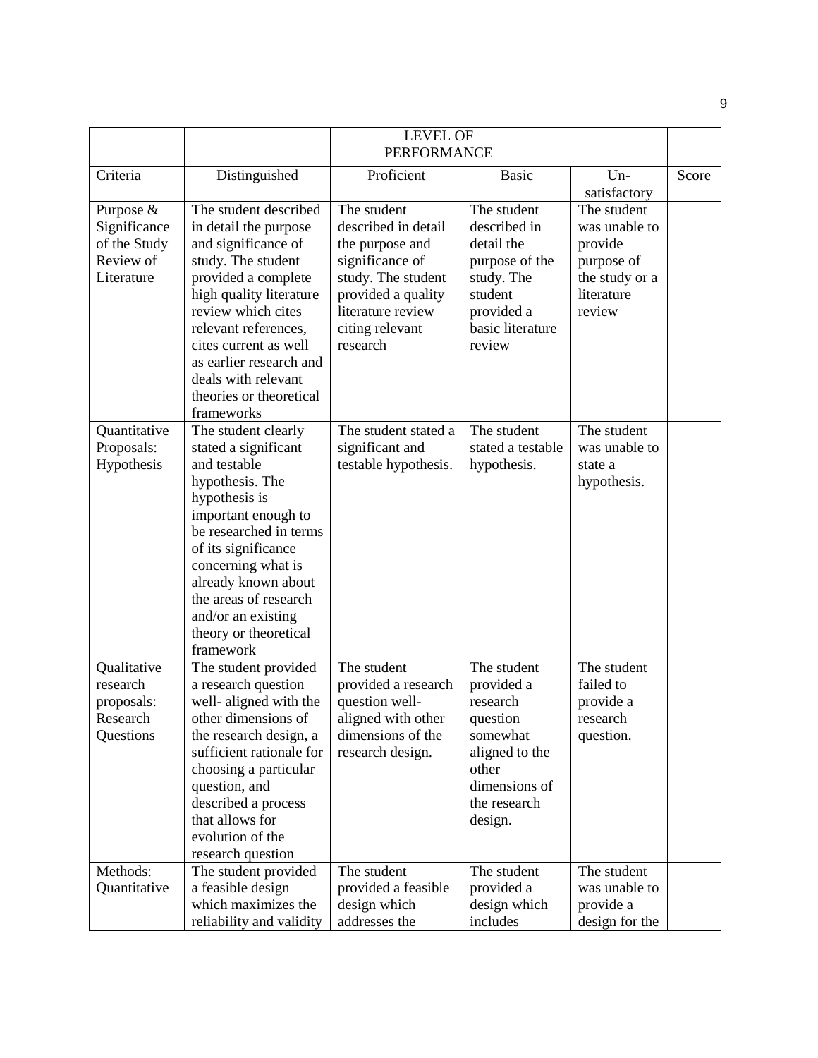| | | LEVEL OF PERFORMANCE | | | |
|---|---|---|---|---|---|
| Criteria | Distinguished | Proficient | Basic | Un-satisfactory | Score |
| Purpose & Significance of the Study Review of Literature | The student described in detail the purpose and significance of study. The student provided a complete high quality literature review which cites relevant references, cites current as well as earlier research and deals with relevant theories or theoretical frameworks | The student described in detail the purpose and significance of study. The student provided a quality literature review citing relevant research | The student described in detail the purpose of the study. The student provided a basic literature review | The student was unable to provide purpose of the study or a literature review | |
| Quantitative Proposals: Hypothesis | The student clearly stated a significant and testable hypothesis. The hypothesis is important enough to be researched in terms of its significance concerning what is already known about the areas of research and/or an existing theory or theoretical framework | The student stated a significant and testable hypothesis. | The student stated a testable hypothesis. | The student was unable to state a hypothesis. | |
| Qualitative research proposals: Research Questions | The student provided a research question well- aligned with the other dimensions of the research design, a sufficient rationale for choosing a particular question, and described a process that allows for evolution of the research question | The student provided a research question well-aligned with other dimensions of the research design. | The student provided a research question somewhat aligned to the other dimensions of the research design. | The student failed to provide a research question. | |
| Methods: Quantitative | The student provided a feasible design which maximizes the reliability and validity | The student provided a feasible design which addresses the | The student provided a design which includes | The student was unable to provide a design for the | |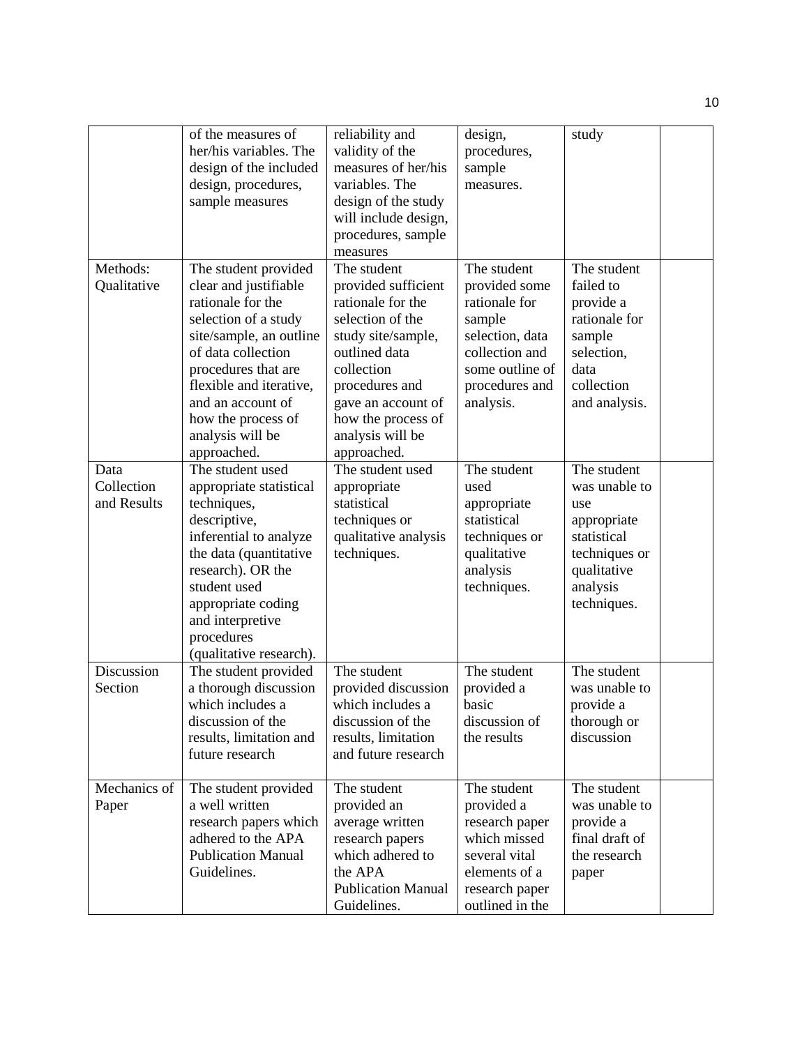| | | | | | |
|---|---|---|---|---|---|
| | of the measures of her/his variables. The design of the included design, procedures, sample measures | reliability and validity of the measures of her/his variables. The design of the study will include design, procedures, sample measures | design, procedures, sample measures. | study | |
| Methods: Qualitative | The student provided clear and justifiable rationale for the selection of a study site/sample, an outline of data collection procedures that are flexible and iterative, and an account of how the process of analysis will be approached. | The student provided sufficient rationale for the selection of the study site/sample, outlined data collection procedures and gave an account of how the process of analysis will be approached. | The student provided some rationale for sample selection, data collection and some outline of procedures and analysis. | The student failed to provide a rationale for sample selection, data collection and analysis. | |
| Data Collection and Results | The student used appropriate statistical techniques, descriptive, inferential to analyze the data (quantitative research). OR the student used appropriate coding and interpretive procedures (qualitative research). | The student used appropriate statistical techniques or qualitative analysis techniques. | The student used appropriate statistical techniques or qualitative analysis techniques. | The student was unable to use appropriate statistical techniques or qualitative analysis techniques. | |
| Discussion Section | The student provided a thorough discussion which includes a discussion of the results, limitation and future research | The student provided discussion which includes a discussion of the results, limitation and future research | The student provided a basic discussion of the results | The student was unable to provide a thorough or discussion | |
| Mechanics of Paper | The student provided a well written research papers which adhered to the APA Publication Manual Guidelines. | The student provided an average written research papers which adhered to the APA Publication Manual Guidelines. | The student provided a research paper which missed several vital elements of a research paper outlined in the | The student was unable to provide a final draft of the research paper | |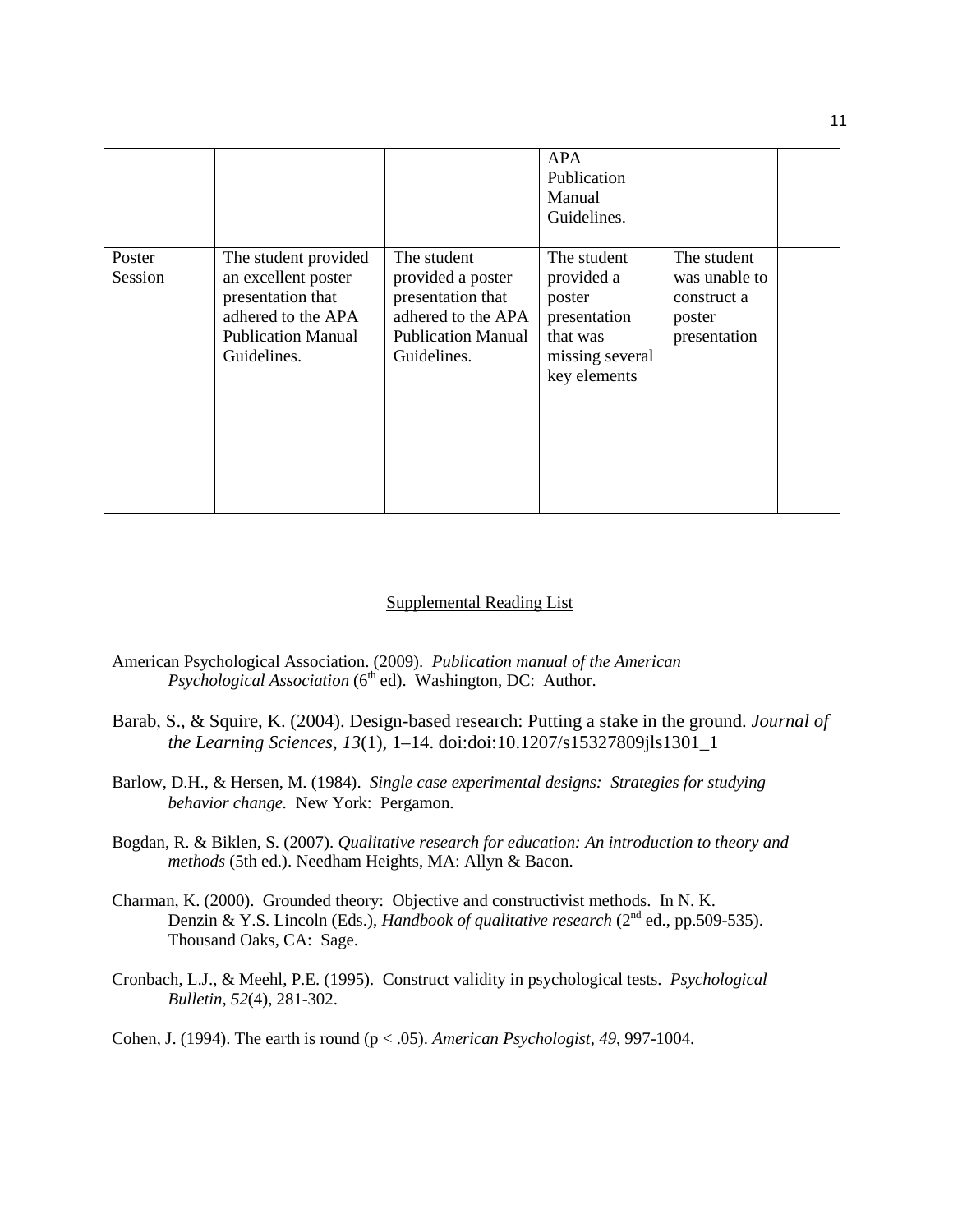| | | | | | |
|---|---|---|---|---|---|
| | | | APA Publication Manual Guidelines. | | |
| Poster Session | The student provided an excellent poster presentation that adhered to the APA Publication Manual Guidelines. | The student provided a poster presentation that adhered to the APA Publication Manual Guidelines. | The student provided a poster presentation that was missing several key elements | The student was unable to construct a poster presentation | |

## Supplemental Reading List

American Psychological Association. (2009). *Publication manual of the American Psychological Association* (6th ed). Washington, DC: Author.

Barab, S., & Squire, K. (2004). Design-based research: Putting a stake in the ground. *Journal of the Learning Sciences*, *13*(1), 1–14. doi:doi:10.1207/s15327809jls1301_1

Barlow, D.H., & Hersen, M. (1984). *Single case experimental designs: Strategies for studying behavior change.* New York: Pergamon.

Bogdan, R. & Biklen, S. (2007). *Qualitative research for education: An introduction to theory and methods* (5th ed.). Needham Heights, MA: Allyn & Bacon.

Charman, K. (2000). Grounded theory: Objective and constructivist methods. In N. K. Denzin & Y.S. Lincoln (Eds.), *Handbook of qualitative research* (2nd ed., pp.509-535). Thousand Oaks, CA: Sage.

Cronbach, L.J., & Meehl, P.E. (1995). Construct validity in psychological tests. *Psychological Bulletin, 52*(4), 281-302.

Cohen, J. (1994). The earth is round ($p < .05$). *American Psychologist*, *49*, 997-1004.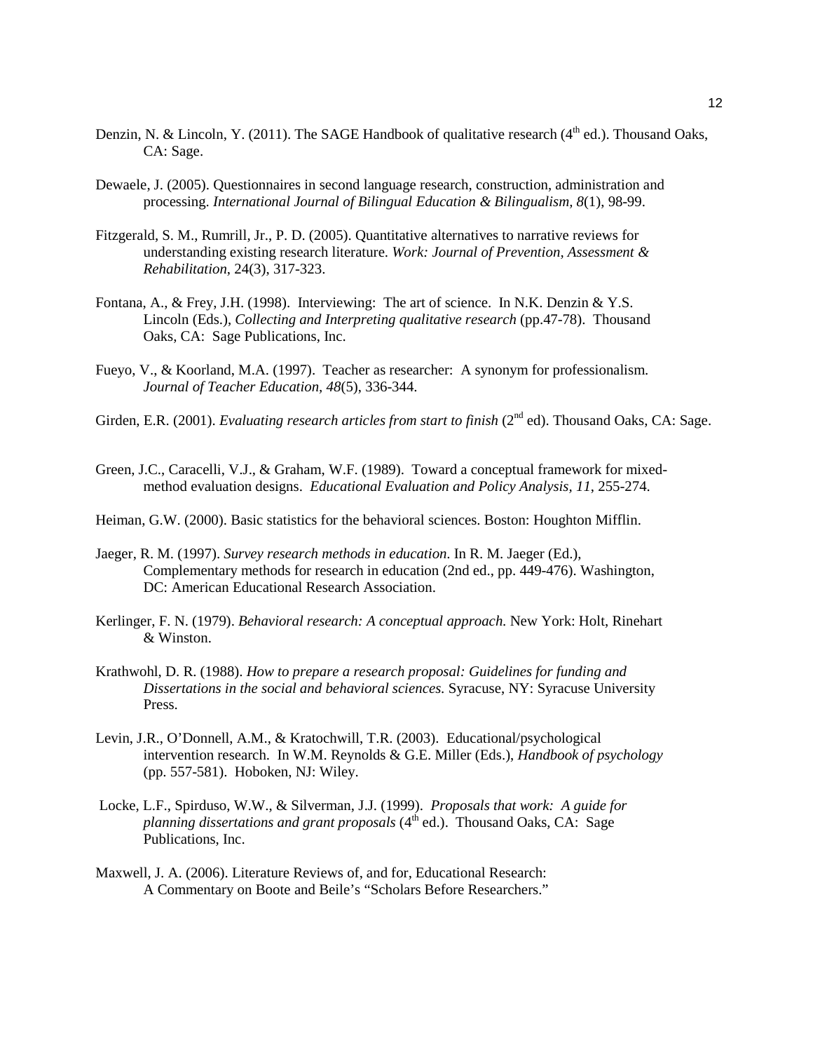Denzin, N. & Lincoln, Y. (2011). The SAGE Handbook of qualitative research (4th ed.). Thousand Oaks, CA: Sage.

Dewaele, J. (2005). Questionnaires in second language research, construction, administration and processing. *International Journal of Bilingual Education & Bilingualism, 8*(1), 98-99.

Fitzgerald, S. M., Rumrill, Jr., P. D. (2005). Quantitative alternatives to narrative reviews for understanding existing research literature. *Work: Journal of Prevention, Assessment & Rehabilitation*, 24(3), 317-323.

Fontana, A., & Frey, J.H. (1998). Interviewing: The art of science. In N.K. Denzin & Y.S. Lincoln (Eds.), *Collecting and Interpreting qualitative research* (pp.47-78). Thousand Oaks, CA: Sage Publications, Inc.

Fueyo, V., & Koorland, M.A. (1997). Teacher as researcher: A synonym for professionalism. *Journal of Teacher Education, 48*(5), 336-344.

Girden, E.R. (2001). *Evaluating research articles from start to finish* (2nd ed). Thousand Oaks, CA: Sage.

Green, J.C., Caracelli, V.J., & Graham, W.F. (1989). Toward a conceptual framework for mixed-method evaluation designs. *Educational Evaluation and Policy Analysis, 11*, 255-274.

Heiman, G.W. (2000). Basic statistics for the behavioral sciences. Boston: Houghton Mifflin.

Jaeger, R. M. (1997). *Survey research methods in education*. In R. M. Jaeger (Ed.), Complementary methods for research in education (2nd ed., pp. 449-476). Washington, DC: American Educational Research Association.

Kerlinger, F. N. (1979). *Behavioral research: A conceptual approach.* New York: Holt, Rinehart & Winston.

Krathwohl, D. R. (1988). *How to prepare a research proposal: Guidelines for funding and Dissertations in the social and behavioral sciences.* Syracuse, NY: Syracuse University Press.

Levin, J.R., O'Donnell, A.M., & Kratochwill, T.R. (2003). Educational/psychological intervention research. In W.M. Reynolds & G.E. Miller (Eds.), *Handbook of psychology* (pp. 557-581). Hoboken, NJ: Wiley.

Locke, L.F., Spirduso, W.W., & Silverman, J.J. (1999). *Proposals that work: A guide for planning dissertations and grant proposals* (4th ed.). Thousand Oaks, CA: Sage Publications, Inc.

Maxwell, J. A. (2006). Literature Reviews of, and for, Educational Research: A Commentary on Boote and Beile's "Scholars Before Researchers."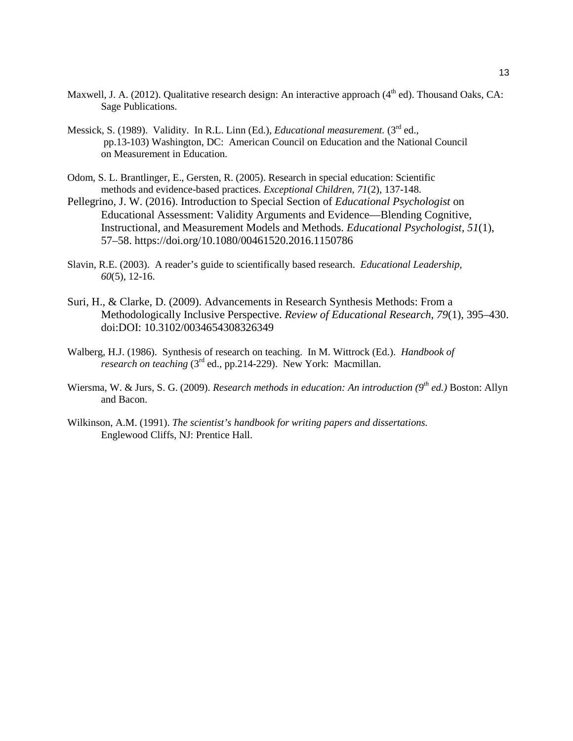Maxwell, J. A. (2012). Qualitative research design: An interactive approach (4th ed). Thousand Oaks, CA: Sage Publications.

Messick, S. (1989). Validity. In R.L. Linn (Ed.), *Educational measurement.* (3rd ed., pp.13-103) Washington, DC: American Council on Education and the National Council on Measurement in Education.

Odom, S. L. Brantlinger, E., Gersten, R. (2005). Research in special education: Scientific methods and evidence-based practices. *Exceptional Children, 71*(2), 137-148.

Pellegrino, J. W. (2016). Introduction to Special Section of *Educational Psychologist* on Educational Assessment: Validity Arguments and Evidence—Blending Cognitive, Instructional, and Measurement Models and Methods. *Educational Psychologist*, *51*(1), 57–58. https://doi.org/10.1080/00461520.2016.1150786

Slavin, R.E. (2003). A reader's guide to scientifically based research. *Educational Leadership, 60*(5), 12-16.

Suri, H., & Clarke, D. (2009). Advancements in Research Synthesis Methods: From a Methodologically Inclusive Perspective. *Review of Educational Research*, *79*(1), 395–430. doi:DOI: 10.3102/0034654308326349

Walberg, H.J. (1986). Synthesis of research on teaching. In M. Wittrock (Ed.). *Handbook of research on teaching* (3rd ed., pp.214-229). New York: Macmillan.

Wiersma, W. & Jurs, S. G. (2009). *Research methods in education: An introduction (9th ed.)* Boston: Allyn and Bacon.

Wilkinson, A.M. (1991). *The scientist's handbook for writing papers and dissertations.* Englewood Cliffs, NJ: Prentice Hall.